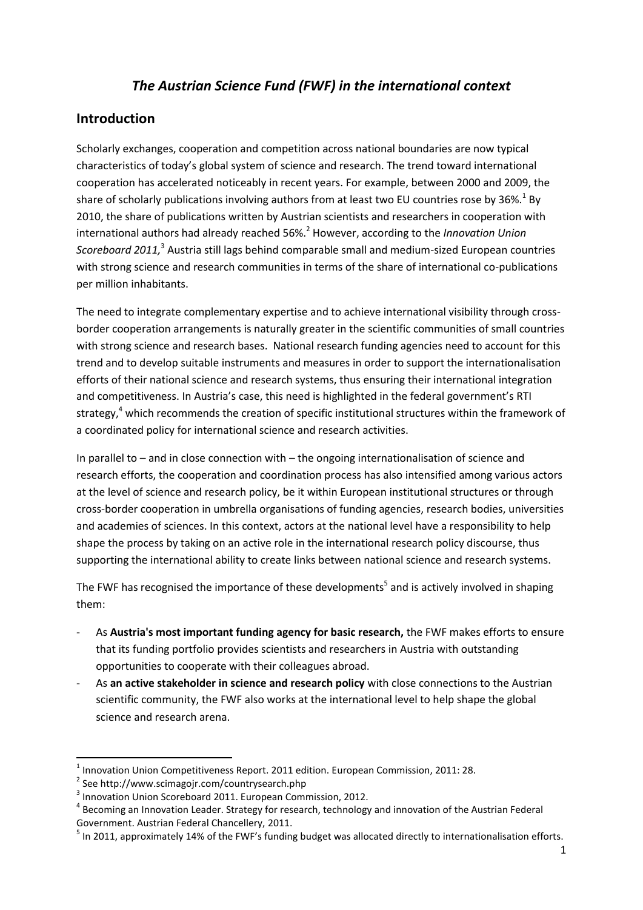# *The Austrian Science Fund (FWF) in the international context*

## Introduction

Scholarly exchanges, cooperation and competition across national boundaries are now typical characteristics of today's global system of science and research. The trend toward international cooperation has accelerated noticeably in recent years. For example, between 2000 and 2009, the share of scholarly publications involving authors from at least two EU countries rose by 36%.[1] By 2010, the share of publications written by Austrian scientists and researchers in cooperation with international authors had already reached 56%.[2] However, according to the *Innovation Union Scoreboard 2011,*[3] Austria still lags behind comparable small and medium-sized European countries with strong science and research communities in terms of the share of international co-publications per million inhabitants.

The need to integrate complementary expertise and to achieve international visibility through cross-border cooperation arrangements is naturally greater in the scientific communities of small countries with strong science and research bases. National research funding agencies need to account for this trend and to develop suitable instruments and measures in order to support the internationalisation efforts of their national science and research systems, thus ensuring their international integration and competitiveness. In Austria's case, this need is highlighted in the federal government's RTI strategy,[4] which recommends the creation of specific institutional structures within the framework of a coordinated policy for international science and research activities.

In parallel to – and in close connection with – the ongoing internationalisation of science and research efforts, the cooperation and coordination process has also intensified among various actors at the level of science and research policy, be it within European institutional structures or through cross-border cooperation in umbrella organisations of funding agencies, research bodies, universities and academies of sciences. In this context, actors at the national level have a responsibility to help shape the process by taking on an active role in the international research policy discourse, thus supporting the international ability to create links between national science and research systems.

The FWF has recognised the importance of these developments[5] and is actively involved in shaping them:

- As **Austria's most important funding agency for basic research,** the FWF makes efforts to ensure that its funding portfolio provides scientists and researchers in Austria with outstanding opportunities to cooperate with their colleagues abroad.
- As **an active stakeholder in science and research policy** with close connections to the Austrian scientific community, the FWF also works at the international level to help shape the global science and research arena.

---

[1] Innovation Union Competitiveness Report. 2011 edition. European Commission, 2011: 28.

[2] See http://www.scimagojr.com/countrysearch.php

[3] Innovation Union Scoreboard 2011. European Commission, 2012.

[4] Becoming an Innovation Leader. Strategy for research, technology and innovation of the Austrian Federal Government. Austrian Federal Chancellery, 2011.

[5] In 2011, approximately 14% of the FWF's funding budget was allocated directly to internationalisation efforts.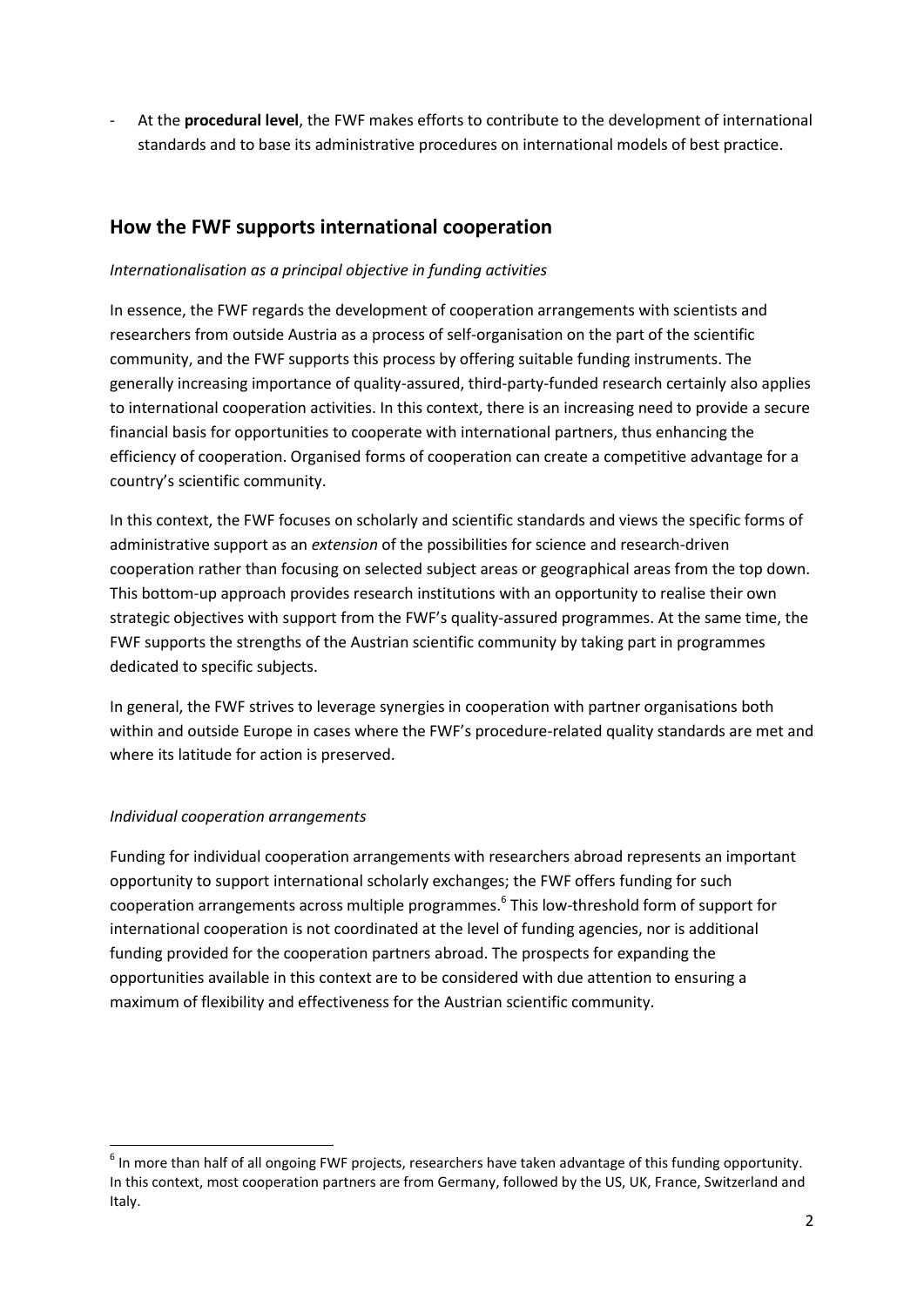- At the **procedural level**, the FWF makes efforts to contribute to the development of international standards and to base its administrative procedures on international models of best practice.

## How the FWF supports international cooperation

*Internationalisation as a principal objective in funding activities*

In essence, the FWF regards the development of cooperation arrangements with scientists and researchers from outside Austria as a process of self-organisation on the part of the scientific community, and the FWF supports this process by offering suitable funding instruments. The generally increasing importance of quality-assured, third-party-funded research certainly also applies to international cooperation activities. In this context, there is an increasing need to provide a secure financial basis for opportunities to cooperate with international partners, thus enhancing the efficiency of cooperation. Organised forms of cooperation can create a competitive advantage for a country's scientific community.

In this context, the FWF focuses on scholarly and scientific standards and views the specific forms of administrative support as an *extension* of the possibilities for science and research-driven cooperation rather than focusing on selected subject areas or geographical areas from the top down. This bottom-up approach provides research institutions with an opportunity to realise their own strategic objectives with support from the FWF's quality-assured programmes. At the same time, the FWF supports the strengths of the Austrian scientific community by taking part in programmes dedicated to specific subjects.

In general, the FWF strives to leverage synergies in cooperation with partner organisations both within and outside Europe in cases where the FWF's procedure-related quality standards are met and where its latitude for action is preserved.

*Individual cooperation arrangements*

Funding for individual cooperation arrangements with researchers abroad represents an important opportunity to support international scholarly exchanges; the FWF offers funding for such cooperation arrangements across multiple programmes.[6] This low-threshold form of support for international cooperation is not coordinated at the level of funding agencies, nor is additional funding provided for the cooperation partners abroad. The prospects for expanding the opportunities available in this context are to be considered with due attention to ensuring a maximum of flexibility and effectiveness for the Austrian scientific community.

[6] In more than half of all ongoing FWF projects, researchers have taken advantage of this funding opportunity. In this context, most cooperation partners are from Germany, followed by the US, UK, France, Switzerland and Italy.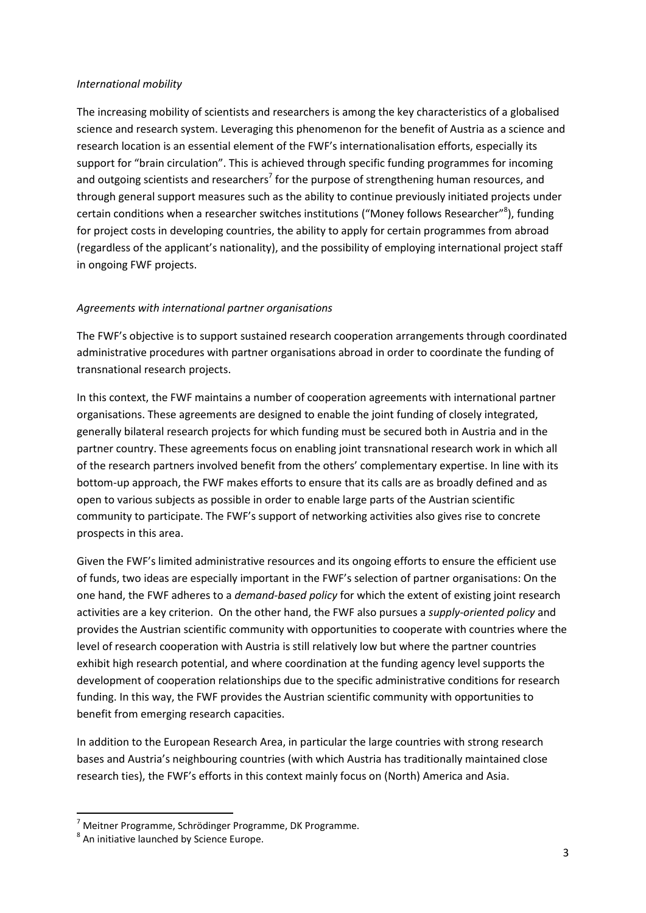*International mobility*

The increasing mobility of scientists and researchers is among the key characteristics of a globalised science and research system. Leveraging this phenomenon for the benefit of Austria as a science and research location is an essential element of the FWF's internationalisation efforts, especially its support for "brain circulation". This is achieved through specific funding programmes for incoming and outgoing scientists and researchers[7] for the purpose of strengthening human resources, and through general support measures such as the ability to continue previously initiated projects under certain conditions when a researcher switches institutions ("Money follows Researcher"[8]), funding for project costs in developing countries, the ability to apply for certain programmes from abroad (regardless of the applicant's nationality), and the possibility of employing international project staff in ongoing FWF projects.

*Agreements with international partner organisations*

The FWF's objective is to support sustained research cooperation arrangements through coordinated administrative procedures with partner organisations abroad in order to coordinate the funding of transnational research projects.

In this context, the FWF maintains a number of cooperation agreements with international partner organisations. These agreements are designed to enable the joint funding of closely integrated, generally bilateral research projects for which funding must be secured both in Austria and in the partner country. These agreements focus on enabling joint transnational research work in which all of the research partners involved benefit from the others' complementary expertise. In line with its bottom-up approach, the FWF makes efforts to ensure that its calls are as broadly defined and as open to various subjects as possible in order to enable large parts of the Austrian scientific community to participate. The FWF's support of networking activities also gives rise to concrete prospects in this area.

Given the FWF's limited administrative resources and its ongoing efforts to ensure the efficient use of funds, two ideas are especially important in the FWF's selection of partner organisations: On the one hand, the FWF adheres to a *demand-based policy* for which the extent of existing joint research activities are a key criterion. On the other hand, the FWF also pursues a *supply-oriented policy* and provides the Austrian scientific community with opportunities to cooperate with countries where the level of research cooperation with Austria is still relatively low but where the partner countries exhibit high research potential, and where coordination at the funding agency level supports the development of cooperation relationships due to the specific administrative conditions for research funding. In this way, the FWF provides the Austrian scientific community with opportunities to benefit from emerging research capacities.

In addition to the European Research Area, in particular the large countries with strong research bases and Austria's neighbouring countries (with which Austria has traditionally maintained close research ties), the FWF's efforts in this context mainly focus on (North) America and Asia.

---

[7] Meitner Programme, Schrödinger Programme, DK Programme.

[8] An initiative launched by Science Europe.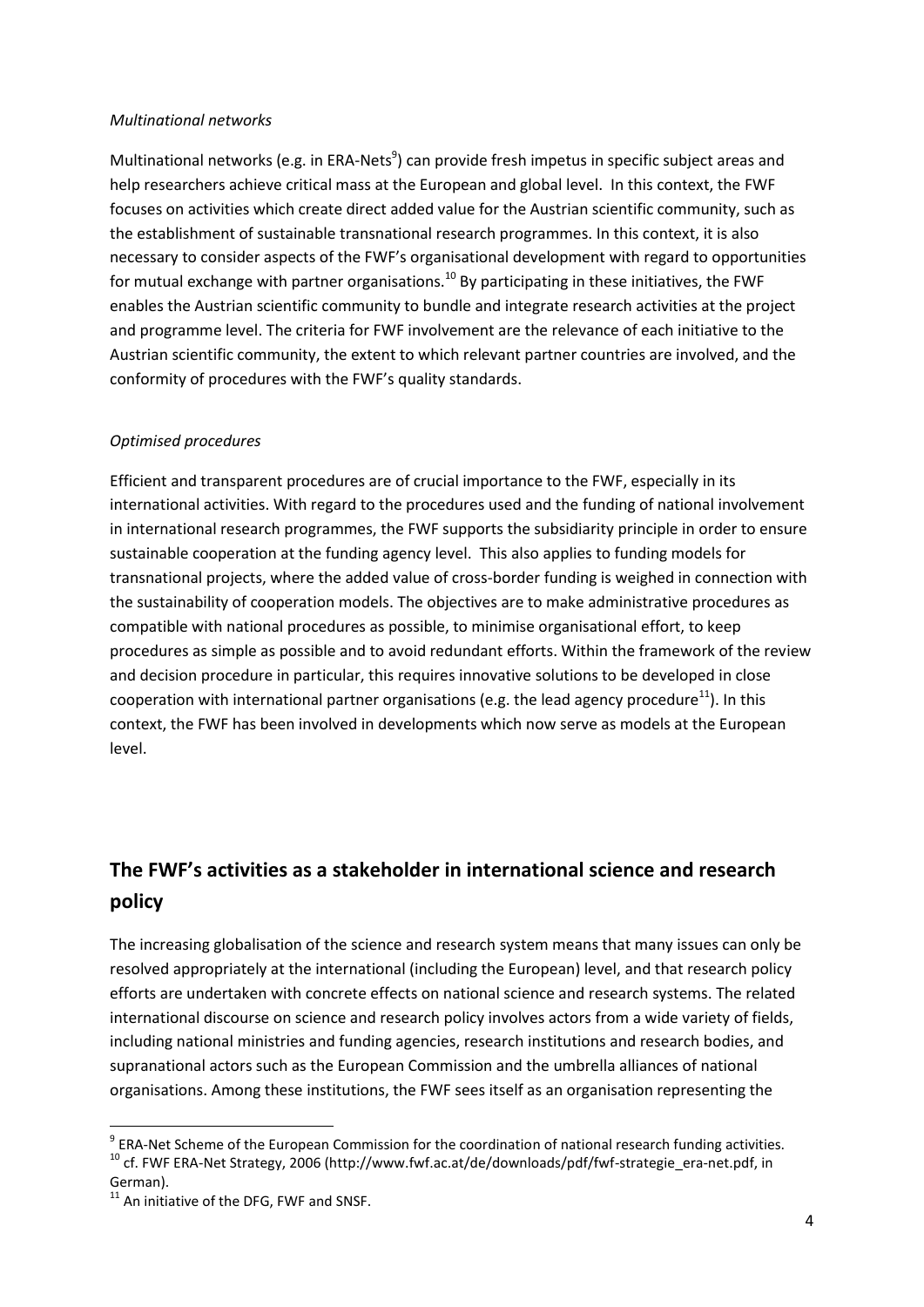*Multinational networks*

Multinational networks (e.g. in ERA-Nets[9]) can provide fresh impetus in specific subject areas and help researchers achieve critical mass at the European and global level. In this context, the FWF focuses on activities which create direct added value for the Austrian scientific community, such as the establishment of sustainable transnational research programmes. In this context, it is also necessary to consider aspects of the FWF's organisational development with regard to opportunities for mutual exchange with partner organisations.[10] By participating in these initiatives, the FWF enables the Austrian scientific community to bundle and integrate research activities at the project and programme level. The criteria for FWF involvement are the relevance of each initiative to the Austrian scientific community, the extent to which relevant partner countries are involved, and the conformity of procedures with the FWF's quality standards.

*Optimised procedures*

Efficient and transparent procedures are of crucial importance to the FWF, especially in its international activities. With regard to the procedures used and the funding of national involvement in international research programmes, the FWF supports the subsidiarity principle in order to ensure sustainable cooperation at the funding agency level. This also applies to funding models for transnational projects, where the added value of cross-border funding is weighed in connection with the sustainability of cooperation models. The objectives are to make administrative procedures as compatible with national procedures as possible, to minimise organisational effort, to keep procedures as simple as possible and to avoid redundant efforts. Within the framework of the review and decision procedure in particular, this requires innovative solutions to be developed in close cooperation with international partner organisations (e.g. the lead agency procedure[11]). In this context, the FWF has been involved in developments which now serve as models at the European level.

## The FWF's activities as a stakeholder in international science and research policy

The increasing globalisation of the science and research system means that many issues can only be resolved appropriately at the international (including the European) level, and that research policy efforts are undertaken with concrete effects on national science and research systems. The related international discourse on science and research policy involves actors from a wide variety of fields, including national ministries and funding agencies, research institutions and research bodies, and supranational actors such as the European Commission and the umbrella alliances of national organisations. Among these institutions, the FWF sees itself as an organisation representing the

---

[9] ERA-Net Scheme of the European Commission for the coordination of national research funding activities.

[10] cf. FWF ERA-Net Strategy, 2006 (http://www.fwf.ac.at/de/downloads/pdf/fwf-strategie_era-net.pdf, in German).

[11] An initiative of the DFG, FWF and SNSF.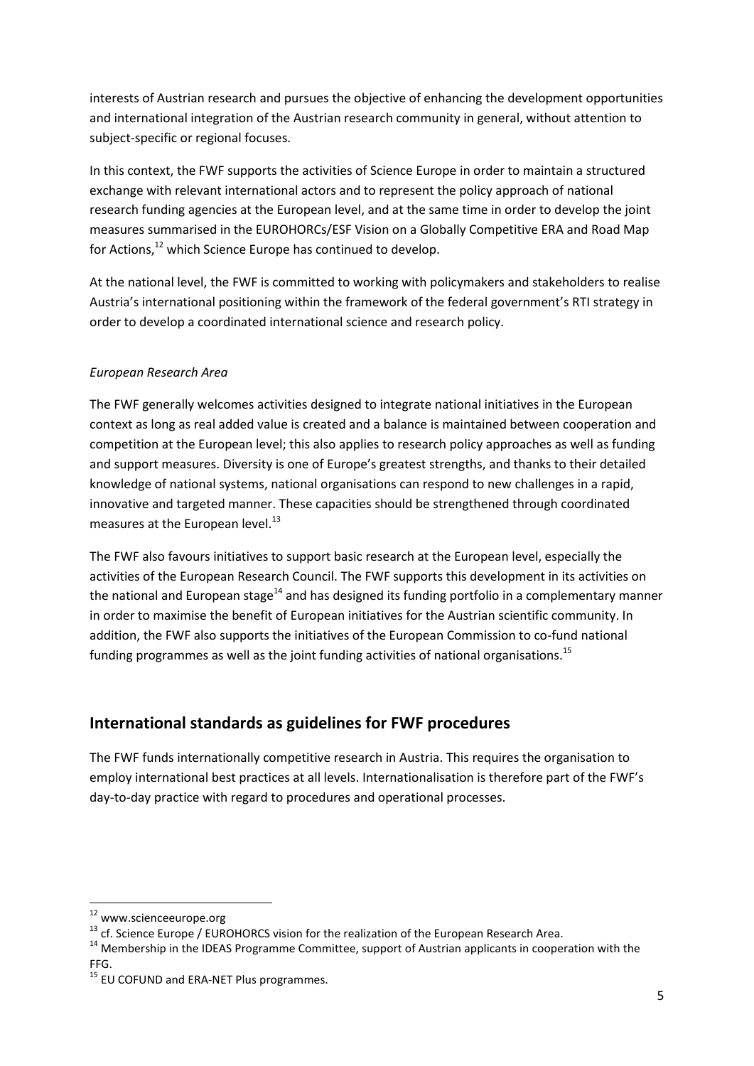interests of Austrian research and pursues the objective of enhancing the development opportunities and international integration of the Austrian research community in general, without attention to subject-specific or regional focuses.

In this context, the FWF supports the activities of Science Europe in order to maintain a structured exchange with relevant international actors and to represent the policy approach of national research funding agencies at the European level, and at the same time in order to develop the joint measures summarised in the EUROHORCs/ESF Vision on a Globally Competitive ERA and Road Map for Actions,[12] which Science Europe has continued to develop.

At the national level, the FWF is committed to working with policymakers and stakeholders to realise Austria's international positioning within the framework of the federal government's RTI strategy in order to develop a coordinated international science and research policy.

*European Research Area*

The FWF generally welcomes activities designed to integrate national initiatives in the European context as long as real added value is created and a balance is maintained between cooperation and competition at the European level; this also applies to research policy approaches as well as funding and support measures. Diversity is one of Europe's greatest strengths, and thanks to their detailed knowledge of national systems, national organisations can respond to new challenges in a rapid, innovative and targeted manner. These capacities should be strengthened through coordinated measures at the European level.[13]

The FWF also favours initiatives to support basic research at the European level, especially the activities of the European Research Council. The FWF supports this development in its activities on the national and European stage[14] and has designed its funding portfolio in a complementary manner in order to maximise the benefit of European initiatives for the Austrian scientific community. In addition, the FWF also supports the initiatives of the European Commission to co-fund national funding programmes as well as the joint funding activities of national organisations.[15]

## International standards as guidelines for FWF procedures

The FWF funds internationally competitive research in Austria. This requires the organisation to employ international best practices at all levels. Internationalisation is therefore part of the FWF's day-to-day practice with regard to procedures and operational processes.

---

[12] www.scienceeurope.org

[13] cf. Science Europe / EUROHORCS vision for the realization of the European Research Area.

[14] Membership in the IDEAS Programme Committee, support of Austrian applicants in cooperation with the FFG.

[15] EU COFUND and ERA-NET Plus programmes.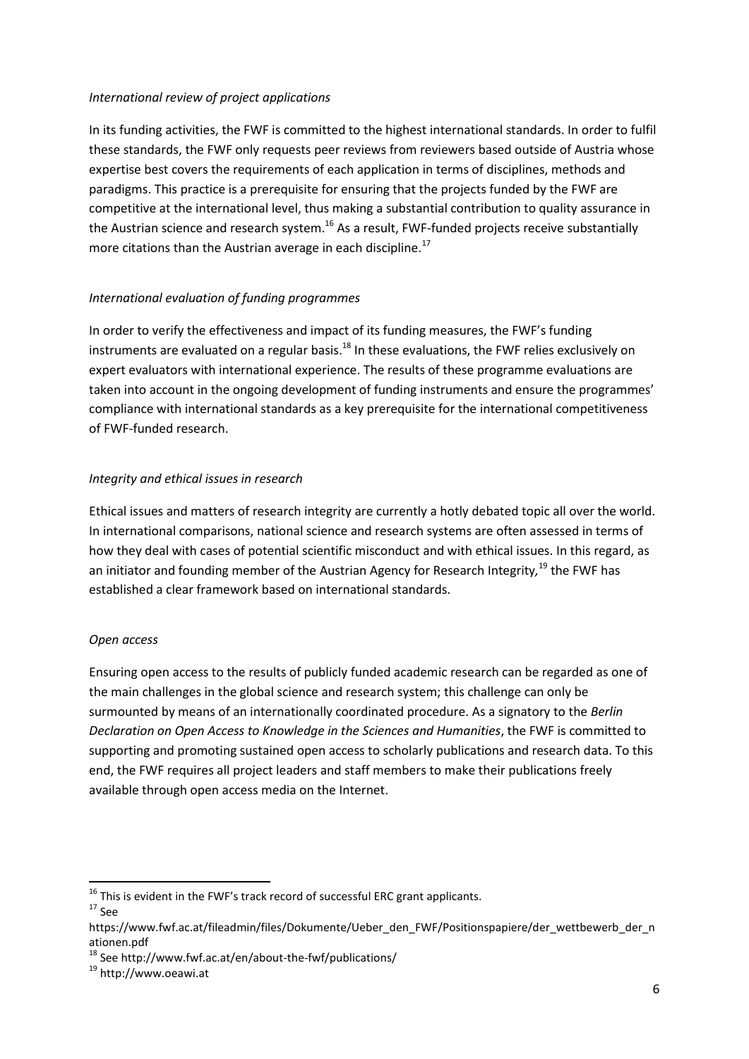*International review of project applications*

In its funding activities, the FWF is committed to the highest international standards. In order to fulfil these standards, the FWF only requests peer reviews from reviewers based outside of Austria whose expertise best covers the requirements of each application in terms of disciplines, methods and paradigms. This practice is a prerequisite for ensuring that the projects funded by the FWF are competitive at the international level, thus making a substantial contribution to quality assurance in the Austrian science and research system.[16] As a result, FWF-funded projects receive substantially more citations than the Austrian average in each discipline.[17]

*International evaluation of funding programmes*

In order to verify the effectiveness and impact of its funding measures, the FWF's funding instruments are evaluated on a regular basis.[18] In these evaluations, the FWF relies exclusively on expert evaluators with international experience. The results of these programme evaluations are taken into account in the ongoing development of funding instruments and ensure the programmes' compliance with international standards as a key prerequisite for the international competitiveness of FWF-funded research.

*Integrity and ethical issues in research*

Ethical issues and matters of research integrity are currently a hotly debated topic all over the world. In international comparisons, national science and research systems are often assessed in terms of how they deal with cases of potential scientific misconduct and with ethical issues. In this regard, as an initiator and founding member of the Austrian Agency for Research Integrity,[19] the FWF has established a clear framework based on international standards.

*Open access*

Ensuring open access to the results of publicly funded academic research can be regarded as one of the main challenges in the global science and research system; this challenge can only be surmounted by means of an internationally coordinated procedure. As a signatory to the *Berlin Declaration on Open Access to Knowledge in the Sciences and Humanities*, the FWF is committed to supporting and promoting sustained open access to scholarly publications and research data. To this end, the FWF requires all project leaders and staff members to make their publications freely available through open access media on the Internet.

---

[16] This is evident in the FWF's track record of successful ERC grant applicants.

[17] See https://www.fwf.ac.at/fileadmin/files/Dokumente/Ueber_den_FWF/Positionspapiere/der_wettbewerb_der_nationen.pdf

[18] See http://www.fwf.ac.at/en/about-the-fwf/publications/

[19] http://www.oeawi.at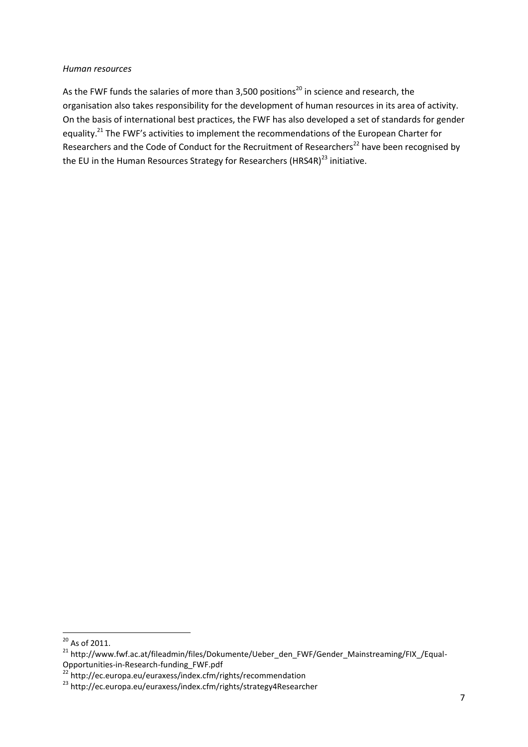*Human resources*

As the FWF funds the salaries of more than 3,500 positions[20] in science and research, the organisation also takes responsibility for the development of human resources in its area of activity. On the basis of international best practices, the FWF has also developed a set of standards for gender equality.[21] The FWF's activities to implement the recommendations of the European Charter for Researchers and the Code of Conduct for the Recruitment of Researchers[22] have been recognised by the EU in the Human Resources Strategy for Researchers (HRS4R)[23] initiative.

[20] As of 2011.

[21] http://www.fwf.ac.at/fileadmin/files/Dokumente/Ueber_den_FWF/Gender_Mainstreaming/FIX_/Equal-Opportunities-in-Research-funding_FWF.pdf

[22] http://ec.europa.eu/euraxess/index.cfm/rights/recommendation

[23] http://ec.europa.eu/euraxess/index.cfm/rights/strategy4Researcher